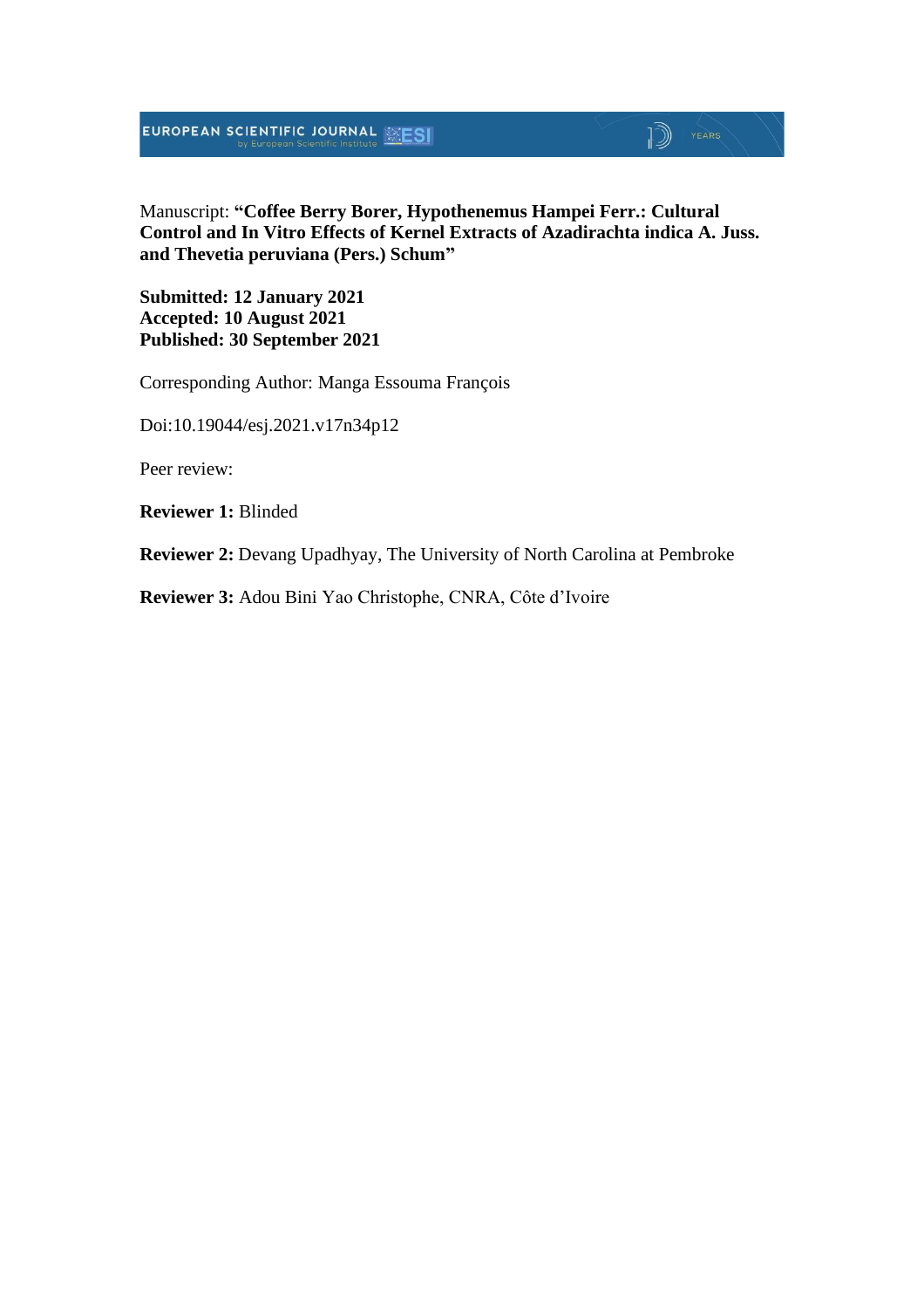Manuscript: **“Coffee Berry Borer, Hypothenemus Hampei Ferr.: Cultural Control and In Vitro Effects of Kernel Extracts of Azadirachta indica A. Juss. and Thevetia peruviana (Pers.) Schum”**

**Submitted: 12 January 2021**
**Accepted: 10 August 2021**
**Published: 30 September 2021**

Corresponding Author: Manga Essouma François

Doi:10.19044/esj.2021.v17n34p12

Peer review:

**Reviewer 1:** Blinded

**Reviewer 2:** Devang Upadhyay, The University of North Carolina at Pembroke

**Reviewer 3:** Adou Bini Yao Christophe, CNRA, Côte d’Ivoire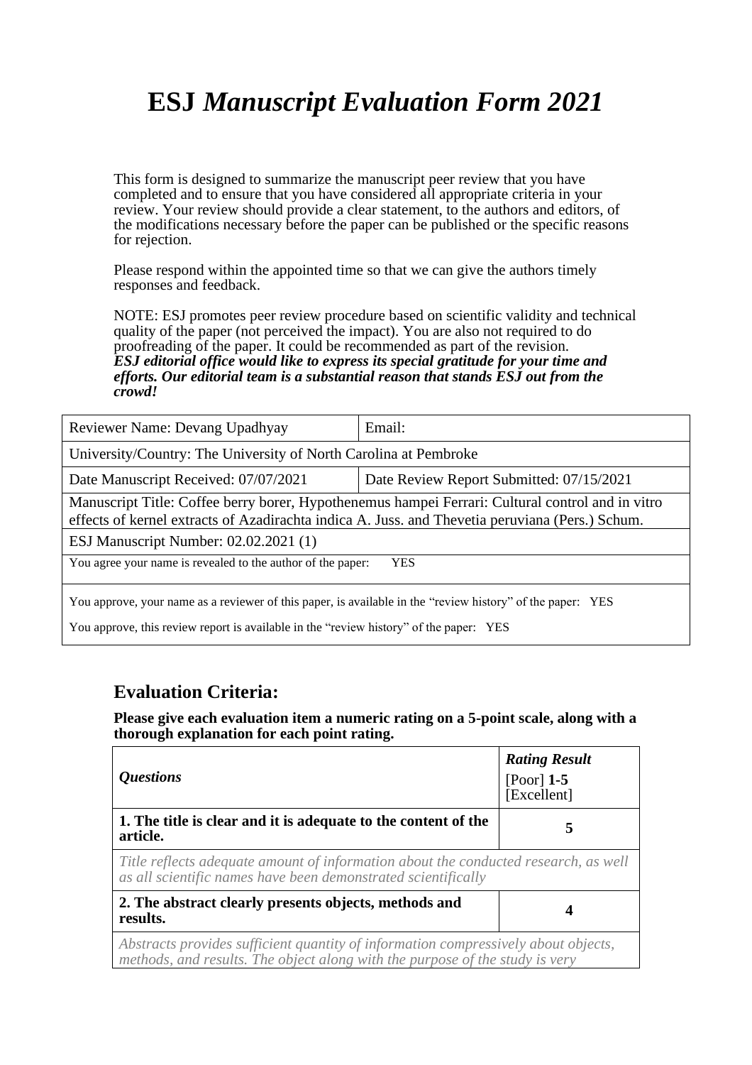# ESJ *Manuscript Evaluation Form 2021*

This form is designed to summarize the manuscript peer review that you have completed and to ensure that you have considered all appropriate criteria in your review. Your review should provide a clear statement, to the authors and editors, of the modifications necessary before the paper can be published or the specific reasons for rejection.

Please respond within the appointed time so that we can give the authors timely responses and feedback.

NOTE: ESJ promotes peer review procedure based on scientific validity and technical quality of the paper (not perceived the impact). You are also not required to do proofreading of the paper. It could be recommended as part of the revision.
***ESJ editorial office would like to express its special gratitude for your time and efforts. Our editorial team is a substantial reason that stands ESJ out from the crowd!***

| Reviewer Name: Devang Upadhyay | Email: |
|---|---|
| University/Country: The University of North Carolina at Pembroke | |
| Date Manuscript Received: 07/07/2021 | Date Review Report Submitted: 07/15/2021 |
| Manuscript Title: Coffee berry borer, Hypothenemus hampei Ferrari: Cultural control and in vitro effects of kernel extracts of Azadirachta indica A. Juss. and Thevetia peruviana (Pers.) Schum. | |
| ESJ Manuscript Number: 02.02.2021 (1) | |
| You agree your name is revealed to the author of the paper: YES | |
| You approve, your name as a reviewer of this paper, is available in the "review history" of the paper: YES<br><br>You approve, this review report is available in the "review history" of the paper: YES | |

## Evaluation Criteria:

**Please give each evaluation item a numeric rating on a 5-point scale, along with a thorough explanation for each point rating.**

| *Questions* | ***Rating Result*** [Poor] **1-5** [Excellent] |
|---|---|
| **1. The title is clear and it is adequate to the content of the article.** | **5** |
| *Title reflects adequate amount of information about the conducted research, as well as all scientific names have been demonstrated scientifically* | |
| **2. The abstract clearly presents objects, methods and results.** | **4** |
| *Abstracts provides sufficient quantity of information compressively about objects, methods, and results. The object along with the purpose of the study is very* | |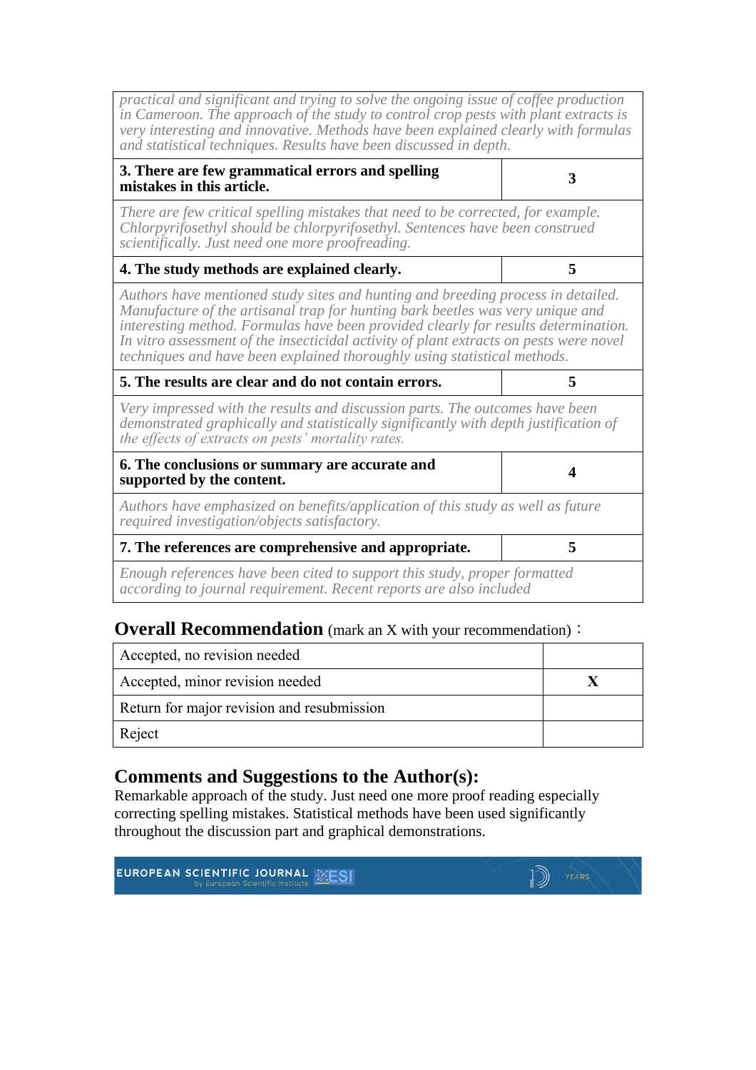| | |
|---|---|
| *practical and significant and trying to solve the ongoing issue of coffee production in Cameroon. The approach of the study to control crop pests with plant extracts is very interesting and innovative. Methods have been explained clearly with formulas and statistical techniques. Results have been discussed in depth.* | |
| **3. There are few grammatical errors and spelling mistakes in this article.** | **3** |
| *There are few critical spelling mistakes that need to be corrected, for example. Chlorpyrifosethyl should be chlorpyrifosethyl. Sentences have been construed scientifically. Just need one more proofreading.* | |
| **4. The study methods are explained clearly.** | **5** |
| *Authors have mentioned study sites and hunting and breeding process in detailed. Manufacture of the artisanal trap for hunting bark beetles was very unique and interesting method. Formulas have been provided clearly for results determination. In vitro assessment of the insecticidal activity of plant extracts on pests were novel techniques and have been explained thoroughly using statistical methods.* | |
| **5. The results are clear and do not contain errors.** | **5** |
| *Very impressed with the results and discussion parts. The outcomes have been demonstrated graphically and statistically significantly with depth justification of the effects of extracts on pests' mortality rates.* | |
| **6. The conclusions or summary are accurate and supported by the content.** | **4** |
| *Authors have emphasized on benefits/application of this study as well as future required investigation/objects satisfactory.* | |
| **7. The references are comprehensive and appropriate.** | **5** |
| *Enough references have been cited to support this study, proper formatted according to journal requirement. Recent reports are also included* | |

## Overall Recommendation (mark an X with your recommendation)：

| | |
|---|---|
| Accepted, no revision needed | |
| Accepted, minor revision needed | **X** |
| Return for major revision and resubmission | |
| Reject | |

## Comments and Suggestions to the Author(s):

Remarkable approach of the study. Just need one more proof reading especially correcting spelling mistakes. Statistical methods have been used significantly throughout the discussion part and graphical demonstrations.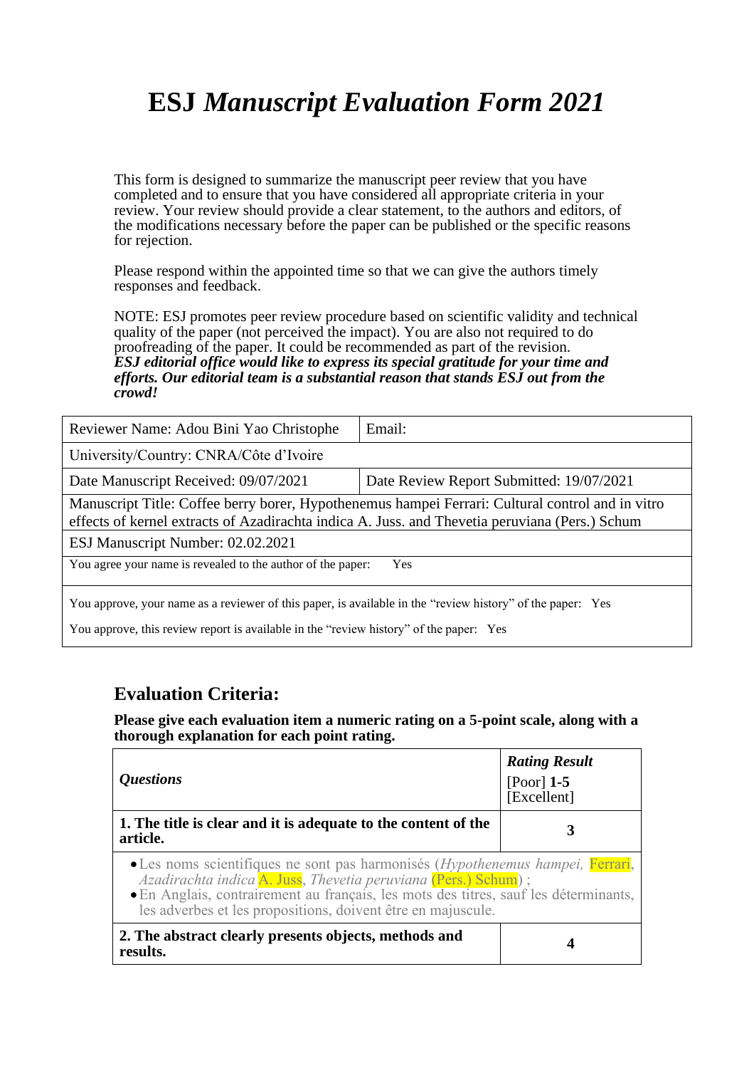# ESJ *Manuscript Evaluation Form 2021*

This form is designed to summarize the manuscript peer review that you have completed and to ensure that you have considered all appropriate criteria in your review. Your review should provide a clear statement, to the authors and editors, of the modifications necessary before the paper can be published or the specific reasons for rejection.

Please respond within the appointed time so that we can give the authors timely responses and feedback.

NOTE: ESJ promotes peer review procedure based on scientific validity and technical quality of the paper (not perceived the impact). You are also not required to do proofreading of the paper. It could be recommended as part of the revision.
***ESJ editorial office would like to express its special gratitude for your time and efforts. Our editorial team is a substantial reason that stands ESJ out from the crowd!***

| Reviewer Name: Adou Bini Yao Christophe | Email: |
|---|---|
| University/Country: CNRA/Côte d'Ivoire | |
| Date Manuscript Received: 09/07/2021 | Date Review Report Submitted: 19/07/2021 |
| Manuscript Title: Coffee berry borer, Hypothenemus hampei Ferrari: Cultural control and in vitro effects of kernel extracts of Azadirachta indica A. Juss. and Thevetia peruviana (Pers.) Schum | |
| ESJ Manuscript Number: 02.02.2021 | |
| You agree your name is revealed to the author of the paper: Yes | |
| You approve, your name as a reviewer of this paper, is available in the "review history" of the paper: Yes<br>You approve, this review report is available in the "review history" of the paper: Yes | |

## Evaluation Criteria:

**Please give each evaluation item a numeric rating on a 5-point scale, along with a thorough explanation for each point rating.**

| *Questions* | ***Rating Result*** [Poor] **1-5** [Excellent] |
|---|---|
| **1. The title is clear and it is adequate to the content of the article.** | **3** |
| • Les noms scientifiques ne sont pas harmonisés (*Hypothenemus hampei,* Ferrari, *Azadirachta indica* A. Juss, *Thevetia peruviana* (Pers.) Schum) ;<br>• En Anglais, contrairement au français, les mots des titres, sauf les déterminants, les adverbes et les propositions, doivent être en majuscule. | |
| **2. The abstract clearly presents objects, methods and results.** | **4** |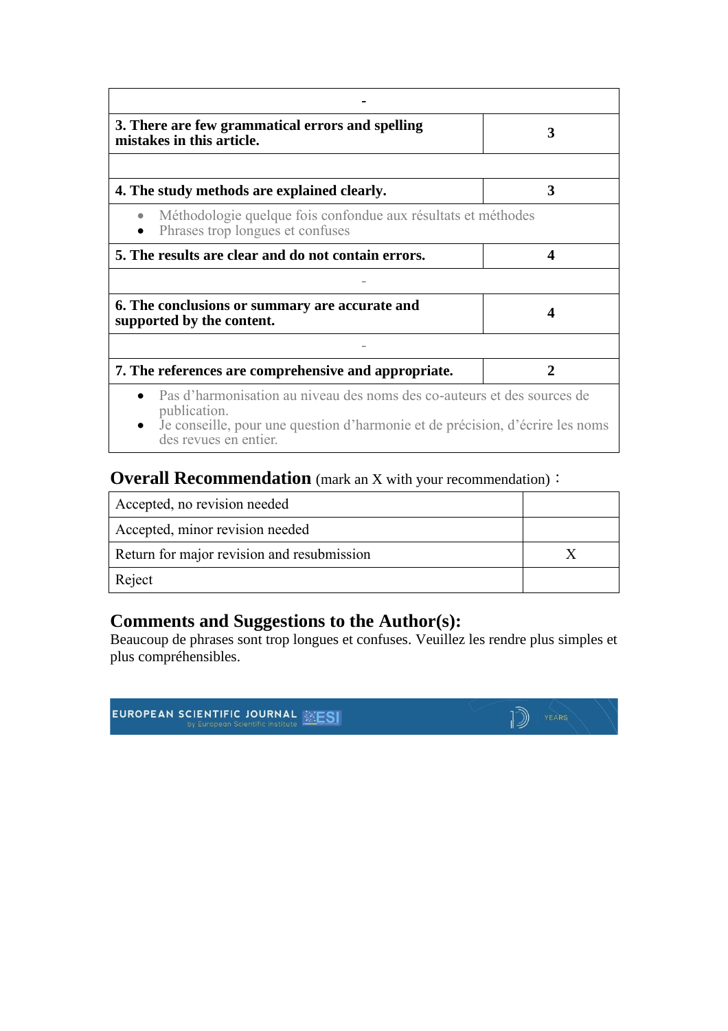| | |
|---|---|
| - | |
| **3. There are few grammatical errors and spelling mistakes in this article.** | **3** |
| | |
| **4. The study methods are explained clearly.** | **3** |
| • Méthodologie quelque fois confondue aux résultats et méthodes<br>• Phrases trop longues et confuses | |
| **5. The results are clear and do not contain errors.** | **4** |
| - | |
| **6. The conclusions or summary are accurate and supported by the content.** | **4** |
| - | |
| **7. The references are comprehensive and appropriate.** | **2** |
| • Pas d'harmonisation au niveau des noms des co-auteurs et des sources de publication.<br>• Je conseille, pour une question d'harmonie et de précision, d'écrire les noms des revues en entier. | |

## Overall Recommendation (mark an X with your recommendation)：

| | |
|---|---|
| Accepted, no revision needed | |
| Accepted, minor revision needed | |
| Return for major revision and resubmission | X |
| Reject | |

## Comments and Suggestions to the Author(s):

Beaucoup de phrases sont trop longues et confuses. Veuillez les rendre plus simples et plus compréhensibles.